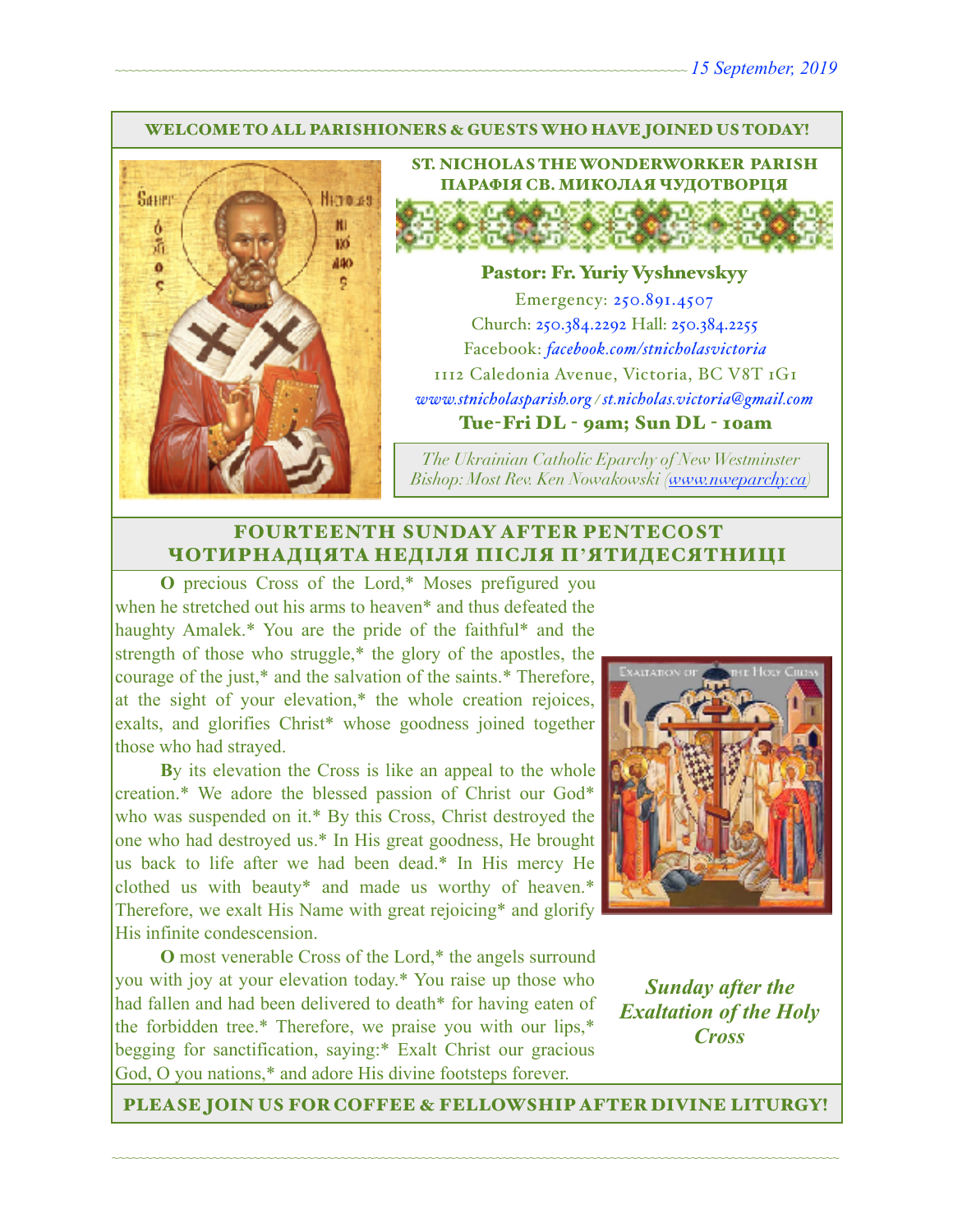15 September, 2019

WELCOME TO ALL PARISHIONERS & GUESTS WHO HAVE JOINED US TODAY!

## ST. NICHOLAS THE WONDERWORKER PARISH
## ПАРАФІЯ СВ. МИКОЛАЯ ЧУДОТВОРЦЯ

**Pastor: Fr. Yuriy Vyshnevskyy**

Emergency: 250.891.4507

Church: 250.384.2292 Hall: 250.384.2255

Facebook: *facebook.com/stnicholasvictoria*

1112 Caledonia Avenue, Victoria, BC V8T 1G1

*www.stnicholasparish.org / st.nicholas.victoria@gmail.com*

**Tue-Fri DL - 9am; Sun DL - 10am**

*The Ukrainian Catholic Eparchy of New Westminster*
*Bishop: Most Rev. Ken Nowakowski (www.nweparchy.ca)*

## FOURTEENTH SUNDAY AFTER PENTECOST
## ЧОТИРНАДЦЯТА НЕДІЛЯ ПІСЛЯ П'ЯТИДЕСЯТНИЦІ

**O** precious Cross of the Lord,* Moses prefigured you when he stretched out his arms to heaven* and thus defeated the haughty Amalek.* You are the pride of the faithful* and the strength of those who struggle,* the glory of the apostles, the courage of the just,* and the salvation of the saints.* Therefore, at the sight of your elevation,* the whole creation rejoices, exalts, and glorifies Christ* whose goodness joined together those who had strayed.

**B**y its elevation the Cross is like an appeal to the whole creation.* We adore the blessed passion of Christ our God* who was suspended on it.* By this Cross, Christ destroyed the one who had destroyed us.* In His great goodness, He brought us back to life after we had been dead.* In His mercy He clothed us with beauty* and made us worthy of heaven.* Therefore, we exalt His Name with great rejoicing* and glorify His infinite condescension.

**O** most venerable Cross of the Lord,* the angels surround you with joy at your elevation today.* You raise up those who had fallen and had been delivered to death* for having eaten of the forbidden tree.* Therefore, we praise you with our lips,* begging for sanctification, saying:* Exalt Christ our gracious God, O you nations,* and adore His divine footsteps forever.

***Sunday after the Exaltation of the Holy Cross***

PLEASE JOIN US FOR COFFEE & FELLOWSHIP AFTER DIVINE LITURGY!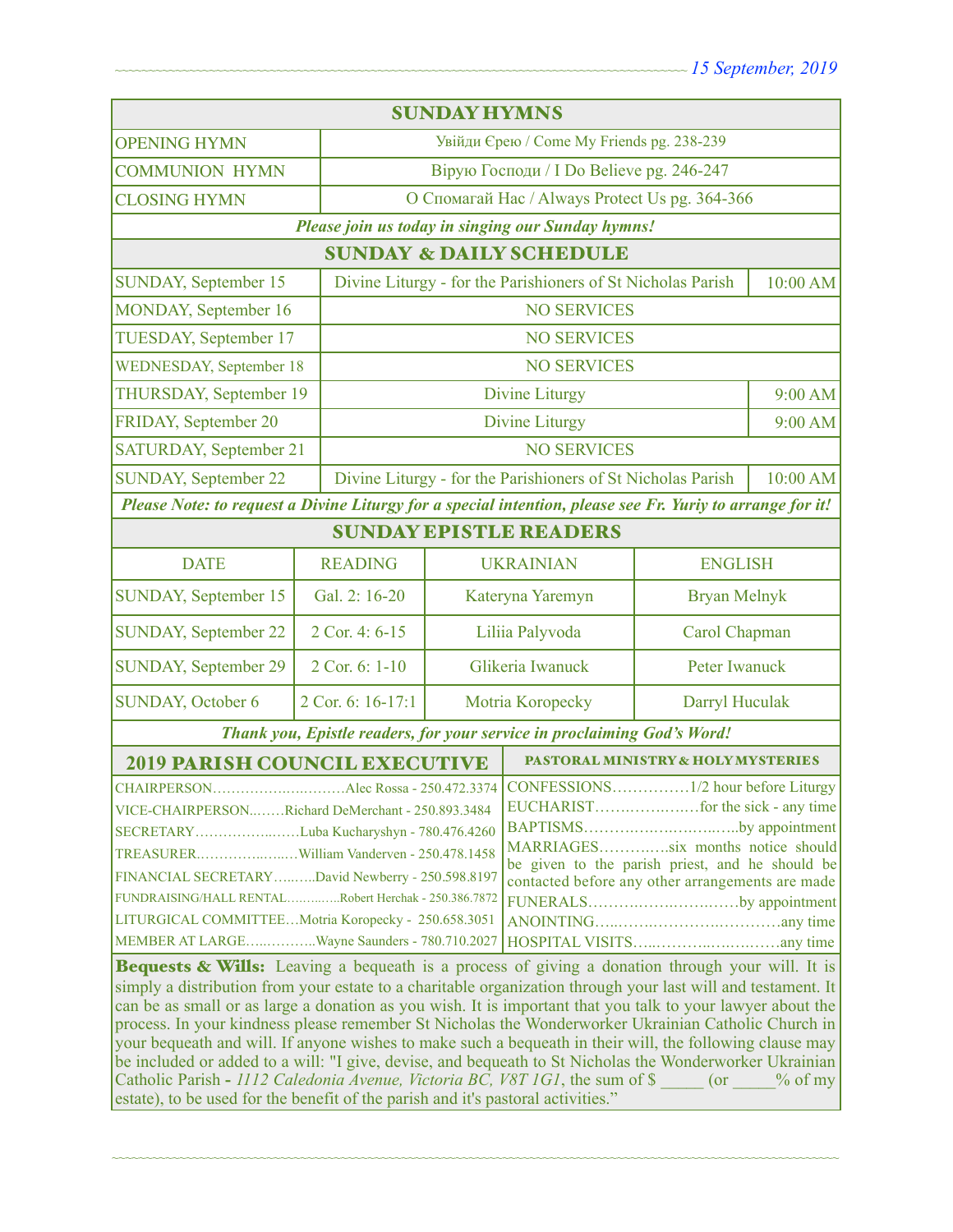15 September, 2019

## SUNDAY HYMNS

| | |
|---|---|
| OPENING HYMN | Увійди Єрею / Come My Friends pg. 238-239 |
| COMMUNION HYMN | Вірую Господи / I Do Believe pg. 246-247 |
| CLOSING HYMN | О Спомагай Нас / Always Protect Us pg. 364-366 |

*Please join us today in singing our Sunday hymns!*

## SUNDAY & DAILY SCHEDULE

| | | |
|---|---|---|
| SUNDAY, September 15 | Divine Liturgy - for the Parishioners of St Nicholas Parish | 10:00 AM |
| MONDAY, September 16 | NO SERVICES | |
| TUESDAY, September 17 | NO SERVICES | |
| WEDNESDAY, September 18 | NO SERVICES | |
| THURSDAY, September 19 | Divine Liturgy | 9:00 AM |
| FRIDAY, September 20 | Divine Liturgy | 9:00 AM |
| SATURDAY, September 21 | NO SERVICES | |
| SUNDAY, September 22 | Divine Liturgy - for the Parishioners of St Nicholas Parish | 10:00 AM |

*Please Note: to request a Divine Liturgy for a special intention, please see Fr. Yuriy to arrange for it!*

## SUNDAY EPISTLE READERS

| DATE | READING | UKRAINIAN | ENGLISH |
|---|---|---|---|
| SUNDAY, September 15 | Gal. 2: 16-20 | Kateryna Yaremyn | Bryan Melnyk |
| SUNDAY, September 22 | 2 Cor. 4: 6-15 | Liliia Palyvoda | Carol Chapman |
| SUNDAY, September 29 | 2 Cor. 6: 1-10 | Glikeria Iwanuck | Peter Iwanuck |
| SUNDAY, October 6 | 2 Cor. 6: 16-17:1 | Motria Koropecky | Darryl Huculak |

*Thank you, Epistle readers, for your service in proclaiming God's Word!*

## 2019 PARISH COUNCIL EXECUTIVE

CHAIRPERSON……………………Alec Rossa - 250.472.3374
VICE-CHAIRPERSON…….Richard DeMerchant - 250.893.3484
SECRETARY……………………Luba Kucharyshyn - 780.476.4260
TREASURER……………….William Vanderven - 250.478.1458
FINANCIAL SECRETARY……..David Newberry - 250.598.8197
FUNDRAISING/HALL RENTAL…………Robert Herchak - 250.386.7872
LITURGICAL COMMITTEE…Motria Koropecky - 250.658.3051
MEMBER AT LARGE……………Wayne Saunders - 780.710.2027

## PASTORAL MINISTRY & HOLY MYSTERIES

CONFESSIONS……………1/2 hour before Liturgy
EUCHARIST………………for the sick - any time
BAPTISMS…………………………by appointment
MARRIAGES…………six months notice should be given to the parish priest, and he should be contacted before any other arrangements are made
FUNERALS…………………………by appointment
ANOINTING……………………………any time
HOSPITAL VISITS……………………any time

**Bequests & Wills:** Leaving a bequeath is a process of giving a donation through your will. It is simply a distribution from your estate to a charitable organization through your last will and testament. It can be as small or as large a donation as you wish. It is important that you talk to your lawyer about the process. In your kindness please remember St Nicholas the Wonderworker Ukrainian Catholic Church in your bequeath and will. If anyone wishes to make such a bequeath in their will, the following clause may be included or added to a will: "I give, devise, and bequeath to St Nicholas the Wonderworker Ukrainian Catholic Parish - *1112 Caledonia Avenue, Victoria BC, V8T 1G1*, the sum of $ _____ (or _____% of my estate), to be used for the benefit of the parish and it's pastoral activities."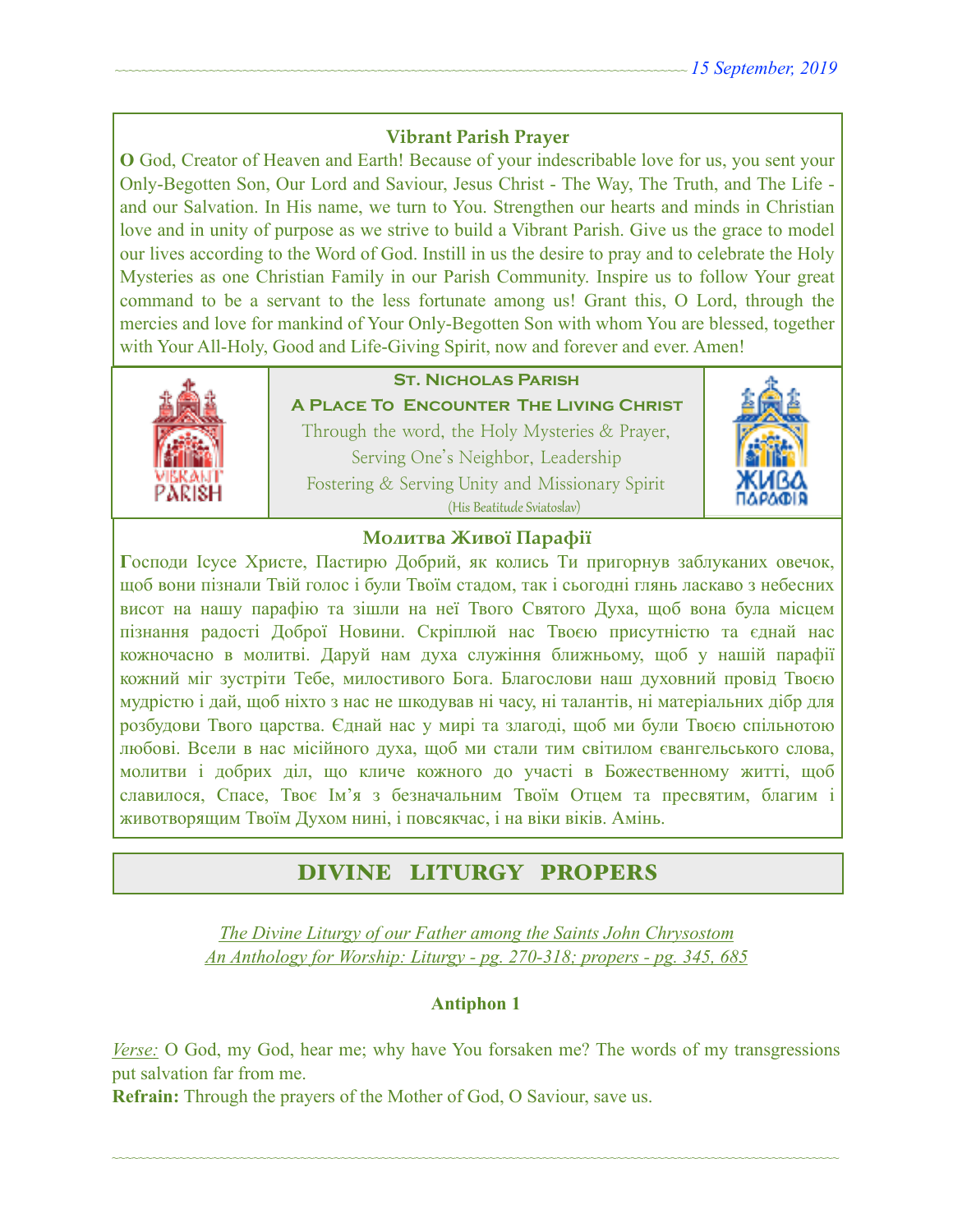### Vibrant Parish Prayer

**O** God, Creator of Heaven and Earth! Because of your indescribable love for us, you sent your Only-Begotten Son, Our Lord and Saviour, Jesus Christ - The Way, The Truth, and The Life - and our Salvation. In His name, we turn to You. Strengthen our hearts and minds in Christian love and in unity of purpose as we strive to build a Vibrant Parish. Give us the grace to model our lives according to the Word of God. Instill in us the desire to pray and to celebrate the Holy Mysteries as one Christian Family in our Parish Community. Inspire us to follow Your great command to be a servant to the less fortunate among us! Grant this, O Lord, through the mercies and love for mankind of Your Only-Begotten Son with whom You are blessed, together with Your All-Holy, Good and Life-Giving Spirit, now and forever and ever. Amen!

**St. Nicholas Parish**

**A Place To Encounter The Living Christ**

Through the word, the Holy Mysteries & Prayer,
Serving One's Neighbor, Leadership
Fostering & Serving Unity and Missionary Spirit
(His Beatitude Sviatoslav)

### Молитва Живої Парафії

**Г**осподи Ісусе Христе, Пастирю Добрий, як колись Ти пригорнув заблуканих овечок, щоб вони пізнали Твій голос і були Твоїм стадом, так і сьогодні глянь ласкаво з небесних висот на нашу парафію та зішли на неї Твого Святого Духа, щоб вона була місцем пізнання радості Доброї Новини. Скріплюй нас Твоєю присутністю та єднай нас кожночасно в молитві. Даруй нам духа служіння ближньому, щоб у нашій парафії кожний міг зустріти Тебе, милостивого Бога. Благослови наш духовний провід Твоєю мудрістю і дай, щоб ніхто з нас не шкодував ні часу, ні талантів, ні матеріальних дібр для розбудови Твого царства. Єднай нас у мирі та злагоді, щоб ми були Твоєю спільнотою любові. Всели в нас місійного духа, щоб ми стали тим світилом євангельського слова, молитви і добрих діл, що кличе кожного до участі в Божественному житті, щоб славилося, Спасе, Твоє Ім'я з безначальним Твоїм Отцем та пресвятим, благим і животворящим Твоїм Духом нині, і повсякчас, і на віки віків. Амінь.

## DIVINE LITURGY PROPERS

*The Divine Liturgy of our Father among the Saints John Chrysostom*
*An Anthology for Worship: Liturgy - pg. 270-318; propers - pg. 345, 685*

**Antiphon 1**

*Verse:* O God, my God, hear me; why have You forsaken me? The words of my transgressions put salvation far from me.
**Refrain:** Through the prayers of the Mother of God, O Saviour, save us.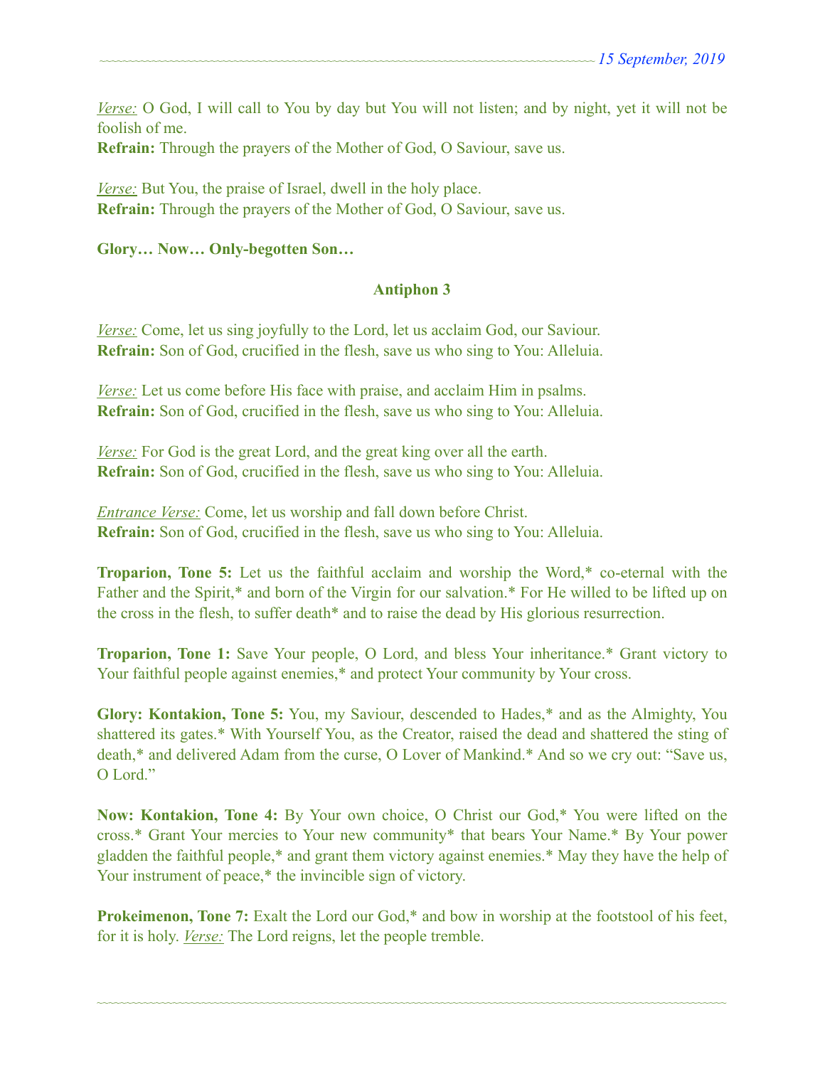*Verse:* O God, I will call to You by day but You will not listen; and by night, yet it will not be foolish of me.
**Refrain:** Through the prayers of the Mother of God, O Saviour, save us.

*Verse:* But You, the praise of Israel, dwell in the holy place.
**Refrain:** Through the prayers of the Mother of God, O Saviour, save us.

**Glory… Now… Only-begotten Son…**

## Antiphon 3

*Verse:* Come, let us sing joyfully to the Lord, let us acclaim God, our Saviour.
**Refrain:** Son of God, crucified in the flesh, save us who sing to You: Alleluia.

*Verse:* Let us come before His face with praise, and acclaim Him in psalms.
**Refrain:** Son of God, crucified in the flesh, save us who sing to You: Alleluia.

*Verse:* For God is the great Lord, and the great king over all the earth.
**Refrain:** Son of God, crucified in the flesh, save us who sing to You: Alleluia.

*Entrance Verse:* Come, let us worship and fall down before Christ.
**Refrain:** Son of God, crucified in the flesh, save us who sing to You: Alleluia.

**Troparion, Tone 5:** Let us the faithful acclaim and worship the Word,* co-eternal with the Father and the Spirit,* and born of the Virgin for our salvation.* For He willed to be lifted up on the cross in the flesh, to suffer death* and to raise the dead by His glorious resurrection.

**Troparion, Tone 1:** Save Your people, O Lord, and bless Your inheritance.* Grant victory to Your faithful people against enemies,* and protect Your community by Your cross.

**Glory: Kontakion, Tone 5:** You, my Saviour, descended to Hades,* and as the Almighty, You shattered its gates.* With Yourself You, as the Creator, raised the dead and shattered the sting of death,* and delivered Adam from the curse, O Lover of Mankind.* And so we cry out: "Save us, O Lord."

**Now: Kontakion, Tone 4:** By Your own choice, O Christ our God,* You were lifted on the cross.* Grant Your mercies to Your new community* that bears Your Name.* By Your power gladden the faithful people,* and grant them victory against enemies.* May they have the help of Your instrument of peace,* the invincible sign of victory.

**Prokeimenon, Tone 7:** Exalt the Lord our God,* and bow in worship at the footstool of his feet, for it is holy. *Verse:* The Lord reigns, let the people tremble.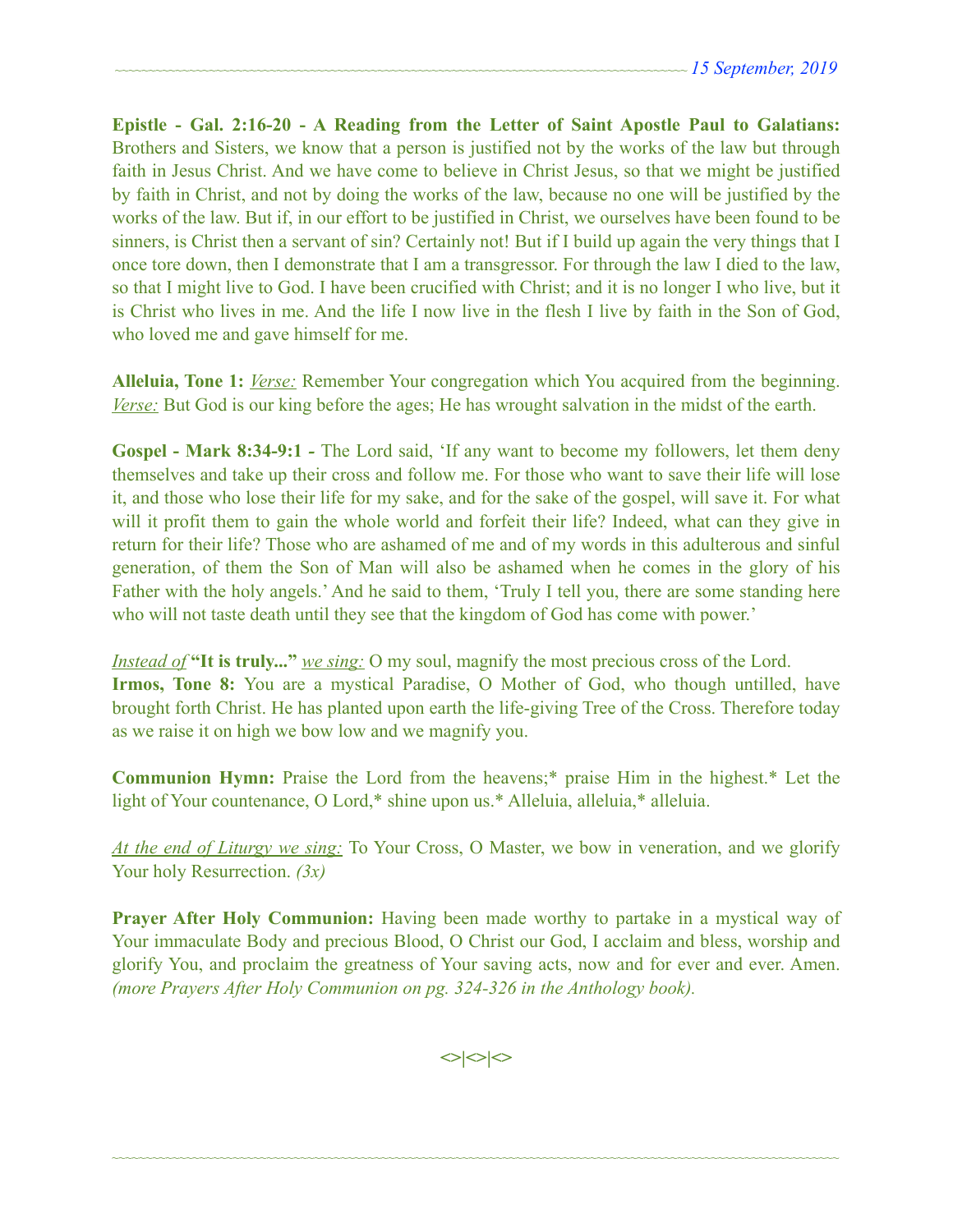**Epistle - Gal. 2:16-20 - A Reading from the Letter of Saint Apostle Paul to Galatians:** Brothers and Sisters, we know that a person is justified not by the works of the law but through faith in Jesus Christ. And we have come to believe in Christ Jesus, so that we might be justified by faith in Christ, and not by doing the works of the law, because no one will be justified by the works of the law. But if, in our effort to be justified in Christ, we ourselves have been found to be sinners, is Christ then a servant of sin? Certainly not! But if I build up again the very things that I once tore down, then I demonstrate that I am a transgressor. For through the law I died to the law, so that I might live to God. I have been crucified with Christ; and it is no longer I who live, but it is Christ who lives in me. And the life I now live in the flesh I live by faith in the Son of God, who loved me and gave himself for me.

**Alleluia, Tone 1:** _Verse:_ Remember Your congregation which You acquired from the beginning. _Verse:_ But God is our king before the ages; He has wrought salvation in the midst of the earth.

**Gospel - Mark 8:34-9:1 -** The Lord said, 'If any want to become my followers, let them deny themselves and take up their cross and follow me. For those who want to save their life will lose it, and those who lose their life for my sake, and for the sake of the gospel, will save it. For what will it profit them to gain the whole world and forfeit their life? Indeed, what can they give in return for their life? Those who are ashamed of me and of my words in this adulterous and sinful generation, of them the Son of Man will also be ashamed when he comes in the glory of his Father with the holy angels.' And he said to them, 'Truly I tell you, there are some standing here who will not taste death until they see that the kingdom of God has come with power.'

_Instead of_ **"It is truly..."** _we sing:_ O my soul, magnify the most precious cross of the Lord.
**Irmos, Tone 8:** You are a mystical Paradise, O Mother of God, who though untilled, have brought forth Christ. He has planted upon earth the life-giving Tree of the Cross. Therefore today as we raise it on high we bow low and we magnify you.

**Communion Hymn:** Praise the Lord from the heavens;* praise Him in the highest.* Let the light of Your countenance, O Lord,* shine upon us.* Alleluia, alleluia,* alleluia.

_At the end of Liturgy we sing:_ To Your Cross, O Master, we bow in veneration, and we glorify Your holy Resurrection. *(3x)*

**Prayer After Holy Communion:** Having been made worthy to partake in a mystical way of Your immaculate Body and precious Blood, O Christ our God, I acclaim and bless, worship and glorify You, and proclaim the greatness of Your saving acts, now and for ever and ever. Amen. *(more Prayers After Holy Communion on pg. 324-326 in the Anthology book).*

**<>|<>|<>**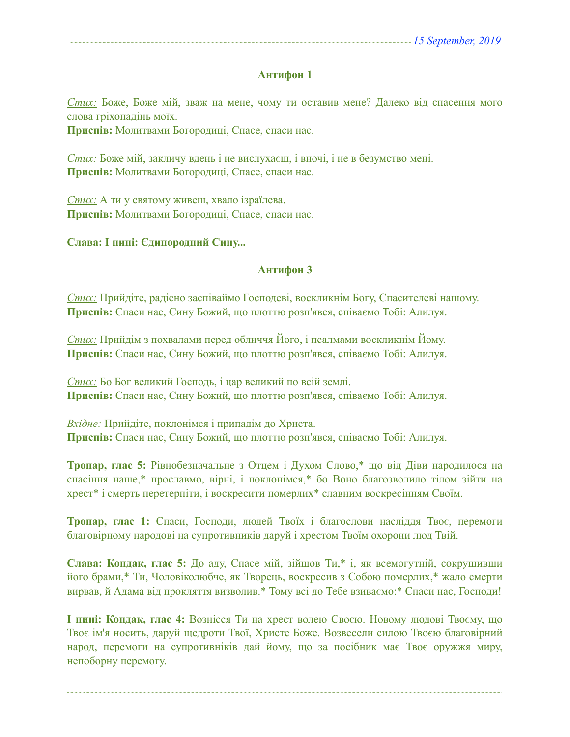## Антифон 1

*Стих:* Боже, Боже мій, зваж на мене, чому ти оставив мене? Далеко від спасення мого слова гріхопадінь моїх.
**Приспів:** Молитвами Богородиці, Спасе, спаси нас.

*Стих:* Боже мій, заклaчу вдень і не вислухаєш, і вночі, і не в безумство мені.
**Приспів:** Молитвами Богородиці, Спасе, спаси нас.

*Стих:* А ти у святому живеш, хвало ізраїлева.
**Приспів:** Молитвами Богородиці, Спасе, спаси нас.

**Слава: І нині: Єдинородний Сину...**

## Антифон 3

*Стих:* Прийдіте, радісно заспіваймо Господеві, воскликнім Богу, Спасителеві нашому.
**Приспів:** Спаси нас, Сину Божий, що плоттю розп'явся, співаємо Тобі: Алилуя.

*Стих:* Прийдім з похвалами перед обличчя Його, і псалмами воскликнім Йому.
**Приспів:** Спаси нас, Сину Божий, що плоттю розп'явся, співаємо Тобі: Алилуя.

*Стих:* Бо Бог великий Господь, і цар великий по всій землі.
**Приспів:** Спаси нас, Сину Божий, що плоттю розп'явся, співаємо Тобі: Алилуя.

*Вхідне:* Прийдіте, поклонімся і припадім до Христа.
**Приспів:** Спаси нас, Сину Божий, що плоттю розп'явся, співаємо Тобі: Алилуя.

**Тропар, глас 5:** Рівнобезначальне з Отцем і Духом Слово,* що від Діви народилося на спасіння наше,* прославмо, вірні, і поклонімся,* бо Воно благозволило тілом зійти на хрест* і смерть перетерпіти, і воскресити померлих* славним воскресінням Своїм.

**Тропар, глас 1:** Спаси, Господи, людей Твоїх і благослови насліддя Твоє, перемоги благовірному народові на супротивників даруй і хрестом Твоїм охорони люд Твій.

**Слава: Кондак, глас 5:** До аду, Спасе мій, зійшов Ти,* і, як всемогутній, сокрушивши його брами,* Ти, Чоловіколюбче, як Творець, воскресив з Собою померлих,* жало смерти вирвав, й Адама від прокляття визволив.* Тому всі до Тебе взиваємо:* Спаси нас, Господи!

**І нині: Кондак, глас 4:** Вознісся Ти на хрест волею Своєю. Новому людові Твоєму, що Твоє ім'я носить, даруй щедроти Твої, Христе Боже. Возвесели силою Твоєю благовірний народ, перемоги на супротивніків дай йому, що за посібник має Твоє оружжя миру, непоборну перемогу.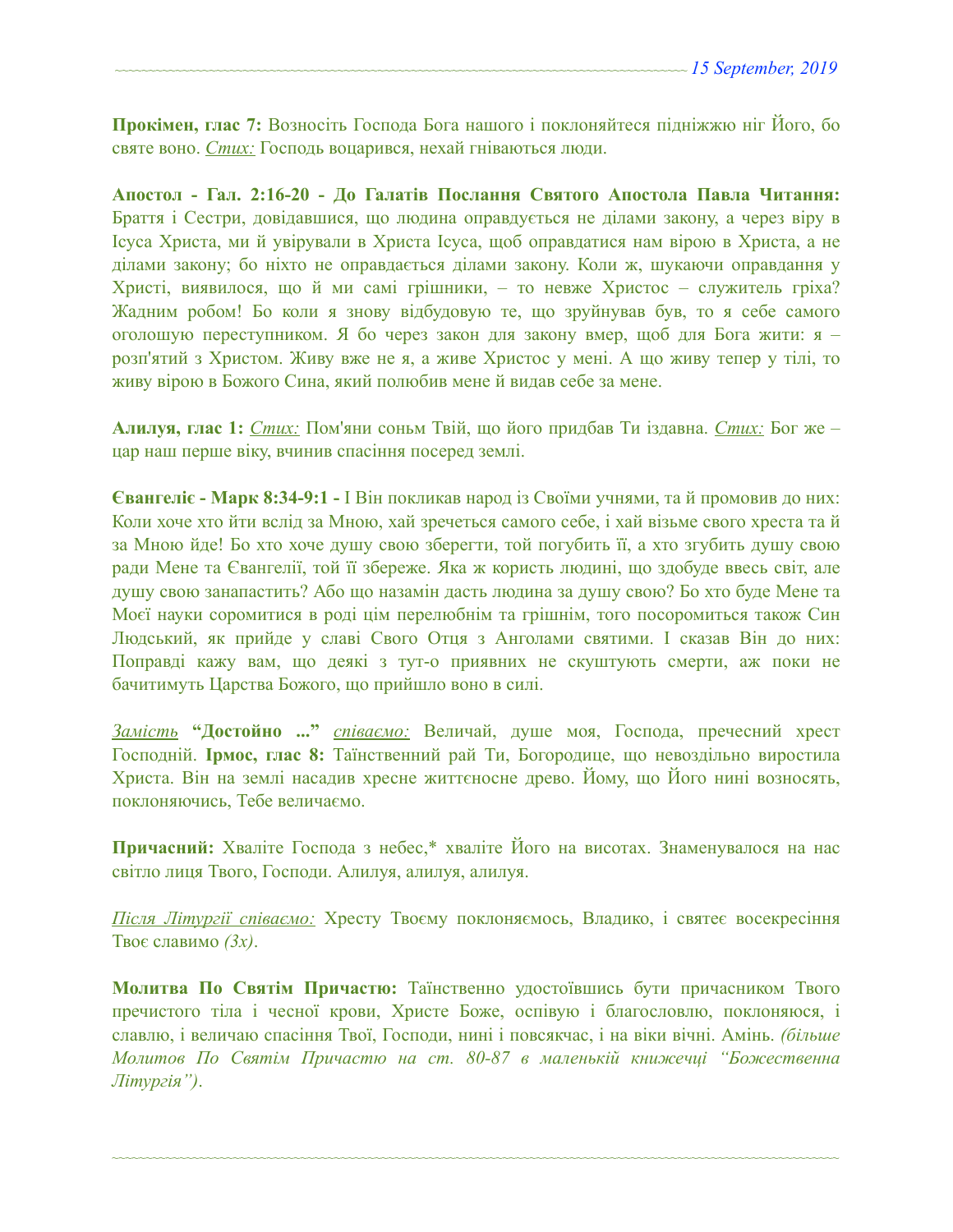**Прокімен, глас 7:** Возносіть Господа Бога нашого і поклоняйтеся підніжжю ніг Його, бо святе воно. *Стих:* Господь воцарився, нехай гніваються люди.

**Апостол - Гал. 2:16-20 - До Галатів Послання Святого Апостола Павла Читання:** Браття і Сестри, довідавшися, що людина оправдується не ділами закону, а через віру в Ісуса Христа, ми й увірували в Христа Ісуса, щоб оправдатися нам вірою в Христа, а не ділами закону; бо ніхто не оправдається ділами закону. Коли ж, шукаючи оправдання у Христі, виявилося, що й ми самі грішники, – то невже Христос – служитель гріха? Жадним робом! Бо коли я знову відбудовую те, що зруйнував був, то я себе самого оголошую переступником. Я бо через закон для закону вмер, щоб для Бога жити: я – розп'ятий з Христом. Живу вже не я, а живе Христос у мені. А що живу тепер у тілі, то живу вірою в Божого Сина, який полюбив мене й видав себе за мене.

**Алилуя, глас 1:** *Стих:* Пом'яни соньм Твій, що його придбав Ти іздавна. *Стих:* Бог же – цар наш перше віку, вчинив спасіння посеред землі.

**Євангеліє - Марк 8:34-9:1 -** І Він покликав народ із Своїми учнями, та й промовив до них: Коли хоче хто йти вслід за Мною, хай зречеться самого себе, і хай візьме свого хреста та й за Мною йде! Бо хто хоче душу свою зберегти, той погубить її, а хто згубить душу свою ради Мене та Євангелії, той її збереже. Яка ж користь людині, що здобуде ввесь світ, але душу свою занапастить? Або що назамін дасть людина за душу свою? Бо хто буде Мене та Моєї науки соромитися в роді цім перелюбнім та грішнім, того посоромиться також Син Людський, як прийде у славі Свого Отця з Анголами святими. І сказав Він до них: Поправді кажу вам, що деякі з тут-о приявних не скуштують смерти, аж поки не бачитимуть Царства Божого, що прийшло воно в силі.

*Замість* **"Достойно ..."** *співаємо:* Величай, душе моя, Господа, пречесний хрест Господній. **Ірмос, глас 8:** Таїнственний рай Ти, Богородице, що невоздільно виростила Христа. Він на землі насадив хресне життєносне древо. Йому, що Його нині возносять, поклоняючись, Тебе величаємо.

**Причасний:** Хваліте Господа з небес,* хваліте Його на висотах. Знаменувалося на нас світло лиця Твого, Господи. Алилуя, алилуя, алилуя.

*Після Літургії співаємо:* Хресту Твоєму поклоняємось, Владико, і святеє воскресіння Твоє славимо *(3х)*.

**Молитва По Святім Причастю:** Таїнственно удостоївшись бути причасником Твого пречистого тіла і чесної крови, Христе Боже, оспівую і благословлю, поклоняюся, і славлю, і величаю спасіння Твої, Господи, нині і повсякчас, і на віки вічні. Амінь. *(більше Молитов По Святім Причастю на ст. 80-87 в маленькій книжечці "Божественна Літургія")*.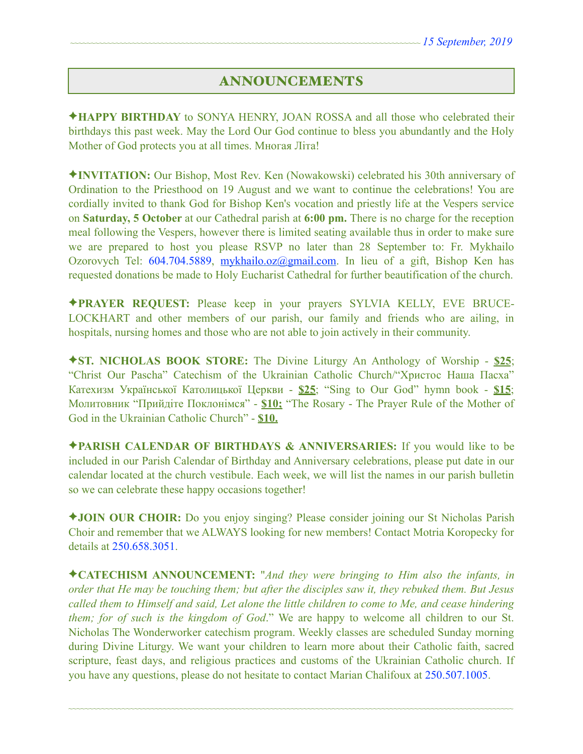# ANNOUNCEMENTS

✦**HAPPY BIRTHDAY** to SONYA HENRY, JOAN ROSSA and all those who celebrated their birthdays this past week. May the Lord Our God continue to bless you abundantly and the Holy Mother of God protects you at all times. Многая Літа!

✦**INVITATION:** Our Bishop, Most Rev. Ken (Nowakowski) celebrated his 30th anniversary of Ordination to the Priesthood on 19 August and we want to continue the celebrations! You are cordially invited to thank God for Bishop Ken's vocation and priestly life at the Vespers service on **Saturday, 5 October** at our Cathedral parish at **6:00 pm.** There is no charge for the reception meal following the Vespers, however there is limited seating available thus in order to make sure we are prepared to host you please RSVP no later than 28 September to: Fr. Mykhailo Ozorovych Tel: 604.704.5889, mykhailo.oz@gmail.com. In lieu of a gift, Bishop Ken has requested donations be made to Holy Eucharist Cathedral for further beautification of the church.

✦**PRAYER REQUEST:** Please keep in your prayers SYLVIA KELLY, EVE BRUCE-LOCKHART and other members of our parish, our family and friends who are ailing, in hospitals, nursing homes and those who are not able to join actively in their community.

✦**ST. NICHOLAS BOOK STORE:** The Divine Liturgy An Anthology of Worship - **$25**; "Christ Our Pascha" Catechism of the Ukrainian Catholic Church/"Христос Наша Пасха" Катехизм Української Католицької Церкви - **$25**; "Sing to Our God" hymn book - **$15**; Молитовник "Прийдіте Поклонімся" - **$10;** "The Rosary - The Prayer Rule of the Mother of God in the Ukrainian Catholic Church" - **$10.**

✦**PARISH CALENDAR OF BIRTHDAYS & ANNIVERSARIES:** If you would like to be included in our Parish Calendar of Birthday and Anniversary celebrations, please put date in our calendar located at the church vestibule. Each week, we will list the names in our parish bulletin so we can celebrate these happy occasions together!

✦**JOIN OUR CHOIR:** Do you enjoy singing? Please consider joining our St Nicholas Parish Choir and remember that we ALWAYS looking for new members! Contact Motria Koropecky for details at 250.658.3051.

✦**CATECHISM ANNOUNCEMENT:** "*And they were bringing to Him also the infants, in order that He may be touching them; but after the disciples saw it, they rebuked them. But Jesus called them to Himself and said, Let alone the little children to come to Me, and cease hindering them; for of such is the kingdom of God*." We are happy to welcome all children to our St. Nicholas The Wonderworker catechism program. Weekly classes are scheduled Sunday morning during Divine Liturgy. We want your children to learn more about their Catholic faith, sacred scripture, feast days, and religious practices and customs of the Ukrainian Catholic church. If you have any questions, please do not hesitate to contact Marian Chalifoux at 250.507.1005.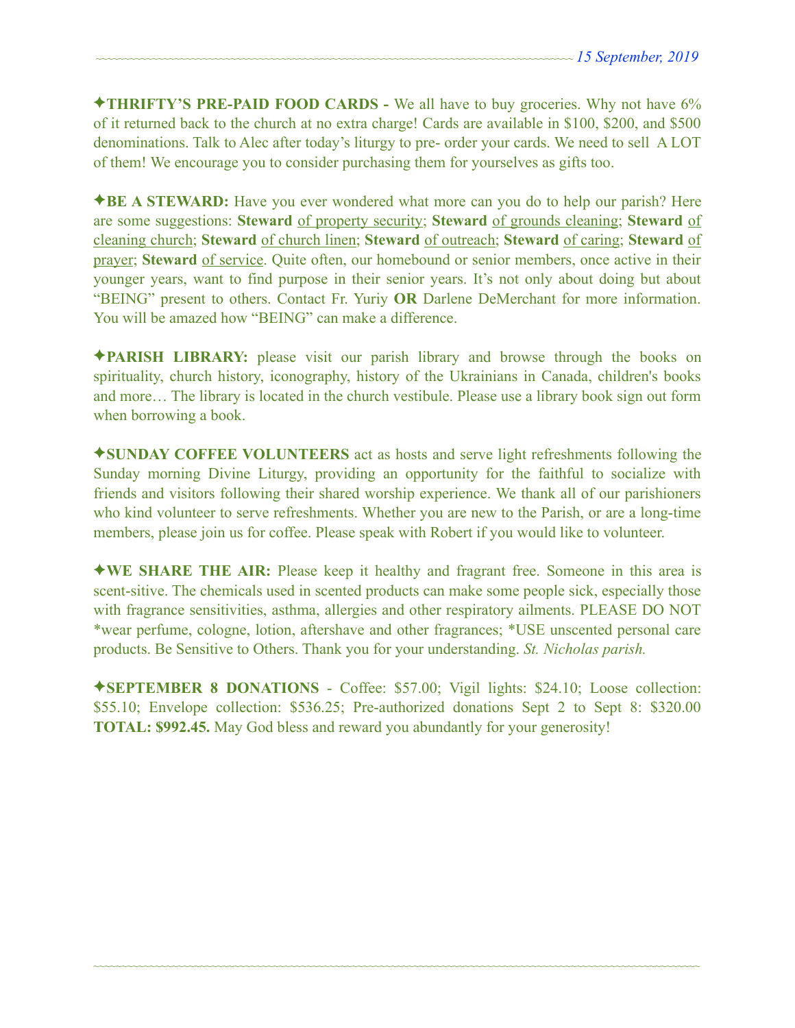✦**THRIFTY'S PRE-PAID FOOD CARDS -** We all have to buy groceries. Why not have 6% of it returned back to the church at no extra charge! Cards are available in $100, $200, and $500 denominations. Talk to Alec after today's liturgy to pre- order your cards. We need to sell A LOT of them! We encourage you to consider purchasing them for yourselves as gifts too.

✦**BE A STEWARD:** Have you ever wondered what more can you do to help our parish? Here are some suggestions: **Steward** <u>of property security</u>; **Steward** <u>of grounds cleaning</u>; **Steward** <u>of cleaning church</u>; **Steward** <u>of church linen</u>; **Steward** <u>of outreach</u>; **Steward** <u>of caring</u>; **Steward** <u>of prayer</u>; **Steward** <u>of service</u>. Quite often, our homebound or senior members, once active in their younger years, want to find purpose in their senior years. It's not only about doing but about "BEING" present to others. Contact Fr. Yuriy **OR** Darlene DeMerchant for more information. You will be amazed how "BEING" can make a difference.

✦**PARISH LIBRARY:** please visit our parish library and browse through the books on spirituality, church history, iconography, history of the Ukrainians in Canada, children's books and more… The library is located in the church vestibule. Please use a library book sign out form when borrowing a book.

✦**SUNDAY COFFEE VOLUNTEERS** act as hosts and serve light refreshments following the Sunday morning Divine Liturgy, providing an opportunity for the faithful to socialize with friends and visitors following their shared worship experience. We thank all of our parishioners who kind volunteer to serve refreshments. Whether you are new to the Parish, or are a long-time members, please join us for coffee. Please speak with Robert if you would like to volunteer.

✦**WE SHARE THE AIR:** Please keep it healthy and fragrant free. Someone in this area is scent-sitive. The chemicals used in scented products can make some people sick, especially those with fragrance sensitivities, asthma, allergies and other respiratory ailments. PLEASE DO NOT *wear perfume, cologne, lotion, aftershave and other fragrances; *USE unscented personal care products. Be Sensitive to Others. Thank you for your understanding. *St. Nicholas parish.*

✦**SEPTEMBER 8 DONATIONS** - Coffee: $57.00; Vigil lights: $24.10; Loose collection: $55.10; Envelope collection: $536.25; Pre-authorized donations Sept 2 to Sept 8: $320.00 **TOTAL: $992.45.** May God bless and reward you abundantly for your generosity!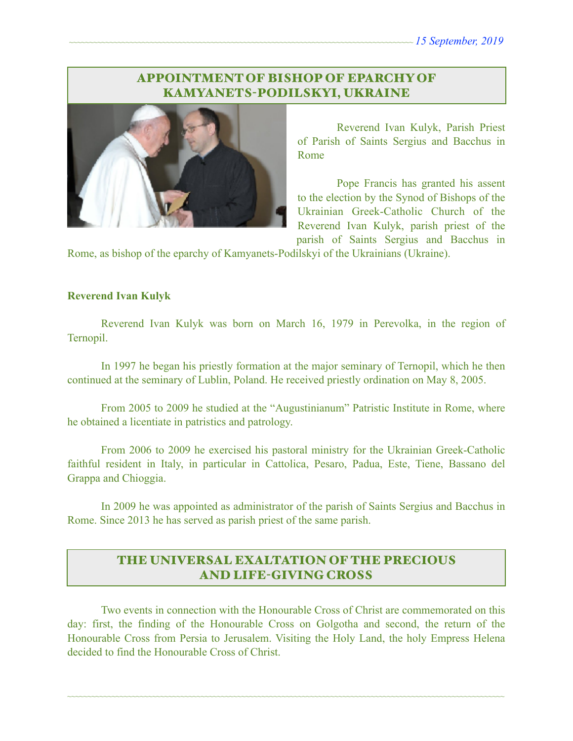## APPOINTMENT OF BISHOP OF EPARCHY OF KAMYANETS-PODILSKYI, UKRAINE

Reverend Ivan Kulyk, Parish Priest of Parish of Saints Sergius and Bacchus in Rome

Pope Francis has granted his assent to the election by the Synod of Bishops of the Ukrainian Greek-Catholic Church of the Reverend Ivan Kulyk, parish priest of the parish of Saints Sergius and Bacchus in Rome, as bishop of the eparchy of Kamyanets-Podilskyi of the Ukrainians (Ukraine).

**Reverend Ivan Kulyk**

Reverend Ivan Kulyk was born on March 16, 1979 in Perevolka, in the region of Ternopil.

In 1997 he began his priestly formation at the major seminary of Ternopil, which he then continued at the seminary of Lublin, Poland. He received priestly ordination on May 8, 2005.

From 2005 to 2009 he studied at the "Augustinianum" Patristic Institute in Rome, where he obtained a licentiate in patristics and patrology.

From 2006 to 2009 he exercised his pastoral ministry for the Ukrainian Greek-Catholic faithful resident in Italy, in particular in Cattolica, Pesaro, Padua, Este, Tiene, Bassano del Grappa and Chioggia.

In 2009 he was appointed as administrator of the parish of Saints Sergius and Bacchus in Rome. Since 2013 he has served as parish priest of the same parish.

## THE UNIVERSAL EXALTATION OF THE PRECIOUS AND LIFE-GIVING CROSS

Two events in connection with the Honourable Cross of Christ are commemorated on this day: first, the finding of the Honourable Cross on Golgotha and second, the return of the Honourable Cross from Persia to Jerusalem. Visiting the Holy Land, the holy Empress Helena decided to find the Honourable Cross of Christ.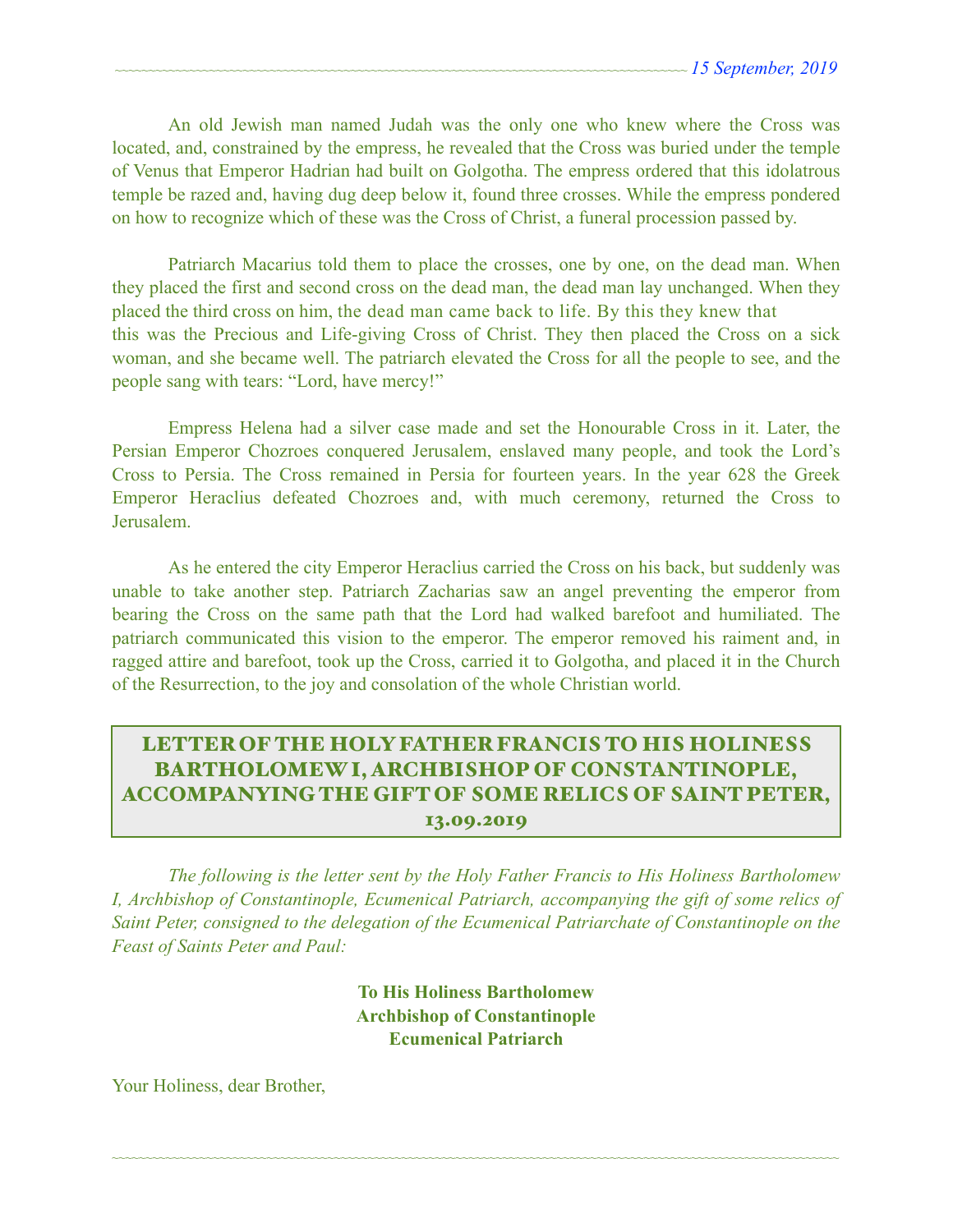An old Jewish man named Judah was the only one who knew where the Cross was located, and, constrained by the empress, he revealed that the Cross was buried under the temple of Venus that Emperor Hadrian had built on Golgotha. The empress ordered that this idolatrous temple be razed and, having dug deep below it, found three crosses. While the empress pondered on how to recognize which of these was the Cross of Christ, a funeral procession passed by.

Patriarch Macarius told them to place the crosses, one by one, on the dead man. When they placed the first and second cross on the dead man, the dead man lay unchanged. When they placed the third cross on him, the dead man came back to life. By this they knew that this was the Precious and Life-giving Cross of Christ. They then placed the Cross on a sick woman, and she became well. The patriarch elevated the Cross for all the people to see, and the people sang with tears: "Lord, have mercy!"

Empress Helena had a silver case made and set the Honourable Cross in it. Later, the Persian Emperor Chozroes conquered Jerusalem, enslaved many people, and took the Lord's Cross to Persia. The Cross remained in Persia for fourteen years. In the year 628 the Greek Emperor Heraclius defeated Chozroes and, with much ceremony, returned the Cross to Jerusalem.

As he entered the city Emperor Heraclius carried the Cross on his back, but suddenly was unable to take another step. Patriarch Zacharias saw an angel preventing the emperor from bearing the Cross on the same path that the Lord had walked barefoot and humiliated. The patriarch communicated this vision to the emperor. The emperor removed his raiment and, in ragged attire and barefoot, took up the Cross, carried it to Golgotha, and placed it in the Church of the Resurrection, to the joy and consolation of the whole Christian world.

## LETTER OF THE HOLY FATHER FRANCIS TO HIS HOLINESS BARTHOLOMEW I, ARCHBISHOP OF CONSTANTINOPLE, ACCOMPANYING THE GIFT OF SOME RELICS OF SAINT PETER, 13.09.2019

*The following is the letter sent by the Holy Father Francis to His Holiness Bartholomew I, Archbishop of Constantinople, Ecumenical Patriarch, accompanying the gift of some relics of Saint Peter, consigned to the delegation of the Ecumenical Patriarchate of Constantinople on the Feast of Saints Peter and Paul:*

**To His Holiness Bartholomew**
**Archbishop of Constantinople**
**Ecumenical Patriarch**

Your Holiness, dear Brother,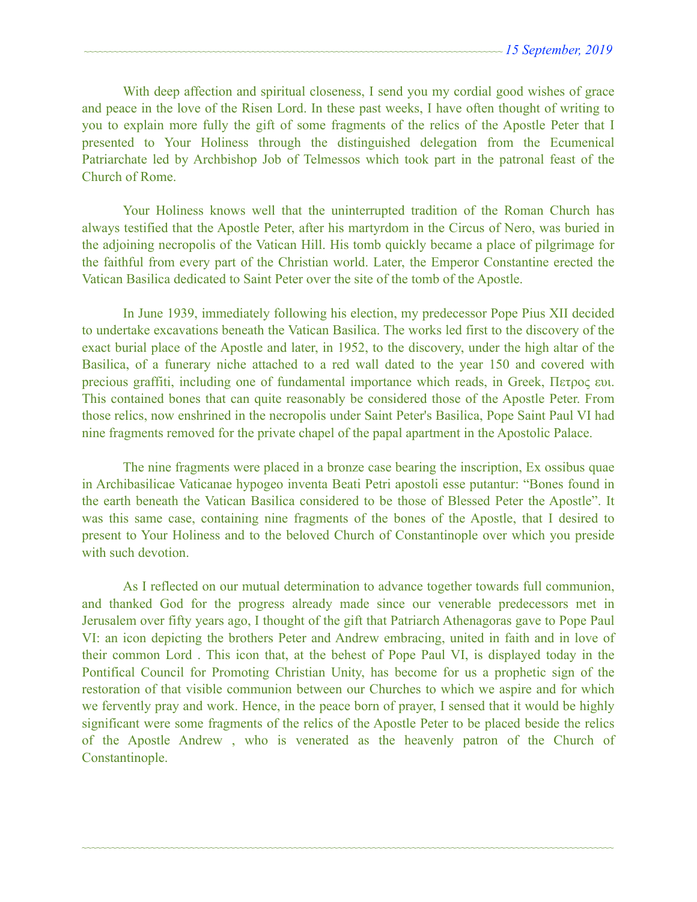With deep affection and spiritual closeness, I send you my cordial good wishes of grace and peace in the love of the Risen Lord. In these past weeks, I have often thought of writing to you to explain more fully the gift of some fragments of the relics of the Apostle Peter that I presented to Your Holiness through the distinguished delegation from the Ecumenical Patriarchate led by Archbishop Job of Telmessos which took part in the patronal feast of the Church of Rome.

Your Holiness knows well that the uninterrupted tradition of the Roman Church has always testified that the Apostle Peter, after his martyrdom in the Circus of Nero, was buried in the adjoining necropolis of the Vatican Hill. His tomb quickly became a place of pilgrimage for the faithful from every part of the Christian world. Later, the Emperor Constantine erected the Vatican Basilica dedicated to Saint Peter over the site of the tomb of the Apostle.

In June 1939, immediately following his election, my predecessor Pope Pius XII decided to undertake excavations beneath the Vatican Basilica. The works led first to the discovery of the exact burial place of the Apostle and later, in 1952, to the discovery, under the high altar of the Basilica, of a funerary niche attached to a red wall dated to the year 150 and covered with precious graffiti, including one of fundamental importance which reads, in Greek, Πετρος ευι. This contained bones that can quite reasonably be considered those of the Apostle Peter. From those relics, now enshrined in the necropolis under Saint Peter's Basilica, Pope Saint Paul VI had nine fragments removed for the private chapel of the papal apartment in the Apostolic Palace.

The nine fragments were placed in a bronze case bearing the inscription, Ex ossibus quae in Archibasilicae Vaticanae hypogeo inventa Beati Petri apostoli esse putantur: “Bones found in the earth beneath the Vatican Basilica considered to be those of Blessed Peter the Apostle”. It was this same case, containing nine fragments of the bones of the Apostle, that I desired to present to Your Holiness and to the beloved Church of Constantinople over which you preside with such devotion.

As I reflected on our mutual determination to advance together towards full communion, and thanked God for the progress already made since our venerable predecessors met in Jerusalem over fifty years ago, I thought of the gift that Patriarch Athenagoras gave to Pope Paul VI: an icon depicting the brothers Peter and Andrew embracing, united in faith and in love of their common Lord . This icon that, at the behest of Pope Paul VI, is displayed today in the Pontifical Council for Promoting Christian Unity, has become for us a prophetic sign of the restoration of that visible communion between our Churches to which we aspire and for which we fervently pray and work. Hence, in the peace born of prayer, I sensed that it would be highly significant were some fragments of the relics of the Apostle Peter to be placed beside the relics of the Apostle Andrew , who is venerated as the heavenly patron of the Church of Constantinople.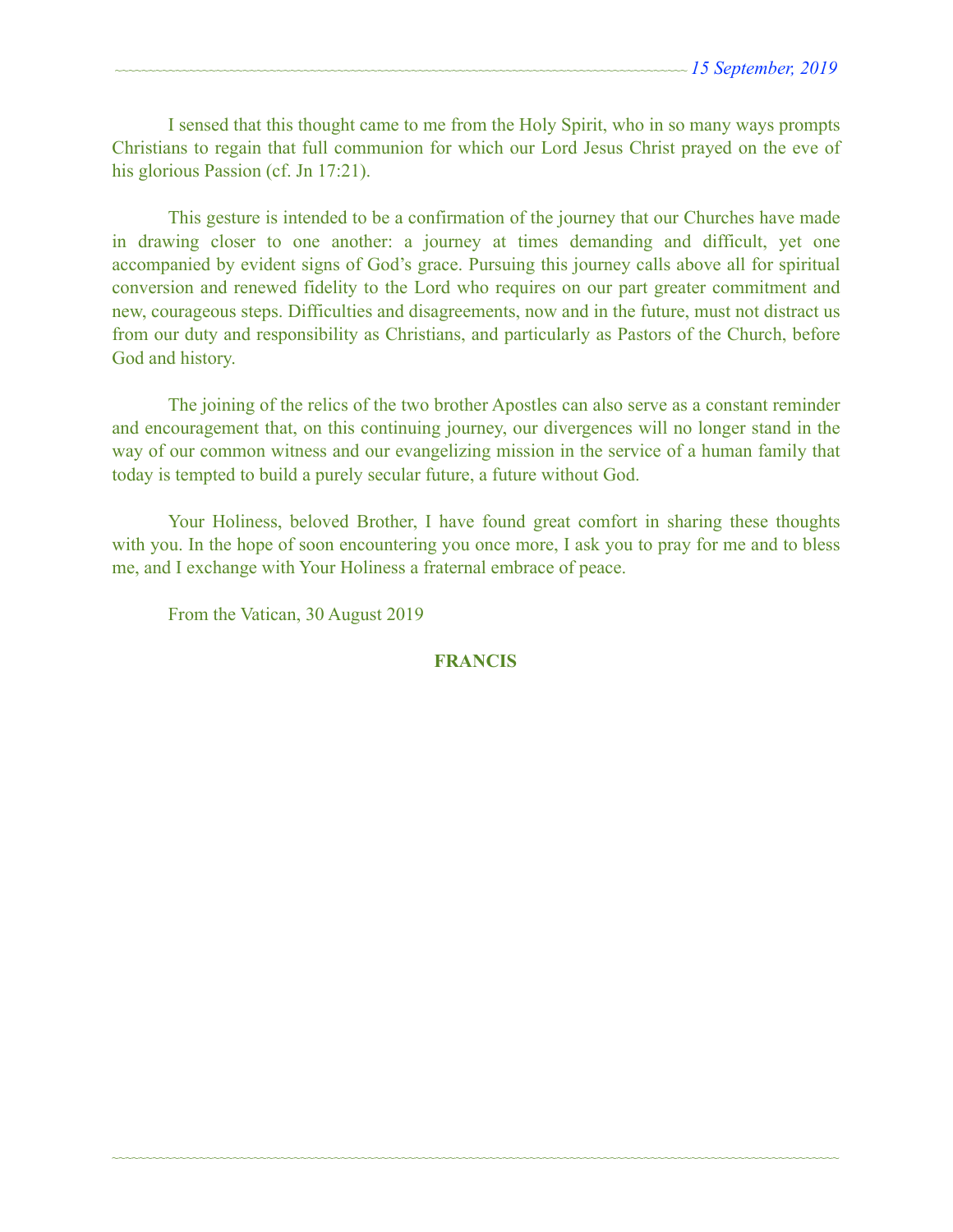I sensed that this thought came to me from the Holy Spirit, who in so many ways prompts Christians to regain that full communion for which our Lord Jesus Christ prayed on the eve of his glorious Passion (cf. Jn 17:21).

This gesture is intended to be a confirmation of the journey that our Churches have made in drawing closer to one another: a journey at times demanding and difficult, yet one accompanied by evident signs of God's grace. Pursuing this journey calls above all for spiritual conversion and renewed fidelity to the Lord who requires on our part greater commitment and new, courageous steps. Difficulties and disagreements, now and in the future, must not distract us from our duty and responsibility as Christians, and particularly as Pastors of the Church, before God and history.

The joining of the relics of the two brother Apostles can also serve as a constant reminder and encouragement that, on this continuing journey, our divergences will no longer stand in the way of our common witness and our evangelizing mission in the service of a human family that today is tempted to build a purely secular future, a future without God.

Your Holiness, beloved Brother, I have found great comfort in sharing these thoughts with you. In the hope of soon encountering you once more, I ask you to pray for me and to bless me, and I exchange with Your Holiness a fraternal embrace of peace.

From the Vatican, 30 August 2019

**FRANCIS**